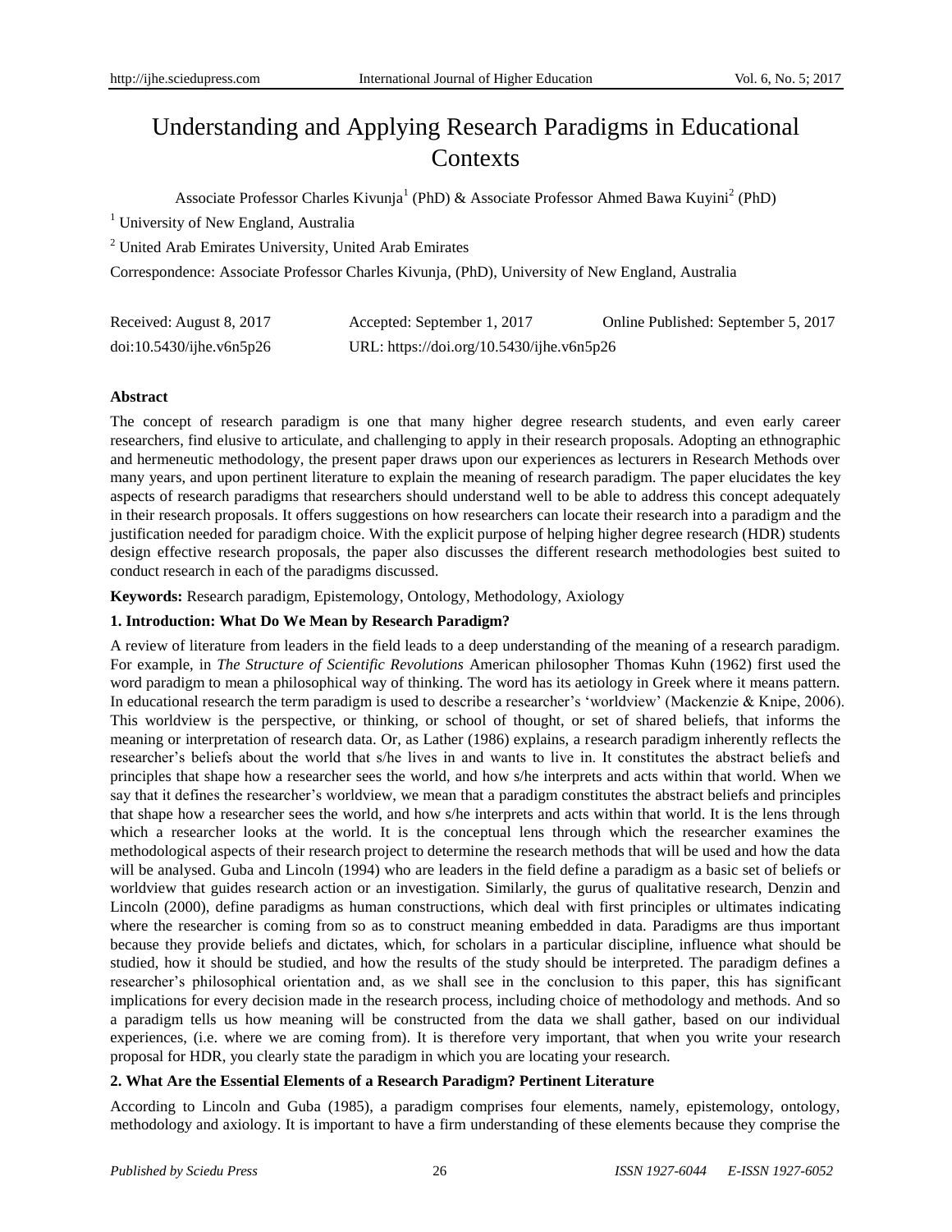# Understanding and Applying Research Paradigms in Educational Contexts

Associate Professor Charles Kivunja[1] (PhD) & Associate Professor Ahmed Bawa Kuyini[2] (PhD)

[1] University of New England, Australia

[2] United Arab Emirates University, United Arab Emirates

Correspondence: Associate Professor Charles Kivunja, (PhD), University of New England, Australia

Received: August 8, 2017 Accepted: September 1, 2017 Online Published: September 5, 2017

doi:10.5430/ijhe.v6n5p26 URL: https://doi.org/10.5430/ijhe.v6n5p26

## Abstract

The concept of research paradigm is one that many higher degree research students, and even early career researchers, find elusive to articulate, and challenging to apply in their research proposals. Adopting an ethnographic and hermeneutic methodology, the present paper draws upon our experiences as lecturers in Research Methods over many years, and upon pertinent literature to explain the meaning of research paradigm. The paper elucidates the key aspects of research paradigms that researchers should understand well to be able to address this concept adequately in their research proposals. It offers suggestions on how researchers can locate their research into a paradigm and the justification needed for paradigm choice. With the explicit purpose of helping higher degree research (HDR) students design effective research proposals, the paper also discusses the different research methodologies best suited to conduct research in each of the paradigms discussed.

**Keywords:** Research paradigm, Epistemology, Ontology, Methodology, Axiology

## 1. Introduction: What Do We Mean by Research Paradigm?

A review of literature from leaders in the field leads to a deep understanding of the meaning of a research paradigm. For example, in *The Structure of Scientific Revolutions* American philosopher Thomas Kuhn (1962) first used the word paradigm to mean a philosophical way of thinking. The word has its aetiology in Greek where it means pattern. In educational research the term paradigm is used to describe a researcher's 'worldview' (Mackenzie & Knipe, 2006). This worldview is the perspective, or thinking, or school of thought, or set of shared beliefs, that informs the meaning or interpretation of research data. Or, as Lather (1986) explains, a research paradigm inherently reflects the researcher's beliefs about the world that s/he lives in and wants to live in. It constitutes the abstract beliefs and principles that shape how a researcher sees the world, and how s/he interprets and acts within that world. When we say that it defines the researcher's worldview, we mean that a paradigm constitutes the abstract beliefs and principles that shape how a researcher sees the world, and how s/he interprets and acts within that world. It is the lens through which a researcher looks at the world. It is the conceptual lens through which the researcher examines the methodological aspects of their research project to determine the research methods that will be used and how the data will be analysed. Guba and Lincoln (1994) who are leaders in the field define a paradigm as a basic set of beliefs or worldview that guides research action or an investigation. Similarly, the gurus of qualitative research, Denzin and Lincoln (2000), define paradigms as human constructions, which deal with first principles or ultimates indicating where the researcher is coming from so as to construct meaning embedded in data. Paradigms are thus important because they provide beliefs and dictates, which, for scholars in a particular discipline, influence what should be studied, how it should be studied, and how the results of the study should be interpreted. The paradigm defines a researcher's philosophical orientation and, as we shall see in the conclusion to this paper, this has significant implications for every decision made in the research process, including choice of methodology and methods. And so a paradigm tells us how meaning will be constructed from the data we shall gather, based on our individual experiences, (i.e. where we are coming from). It is therefore very important, that when you write your research proposal for HDR, you clearly state the paradigm in which you are locating your research.

## 2. What Are the Essential Elements of a Research Paradigm? Pertinent Literature

According to Lincoln and Guba (1985), a paradigm comprises four elements, namely, epistemology, ontology, methodology and axiology. It is important to have a firm understanding of these elements because they comprise the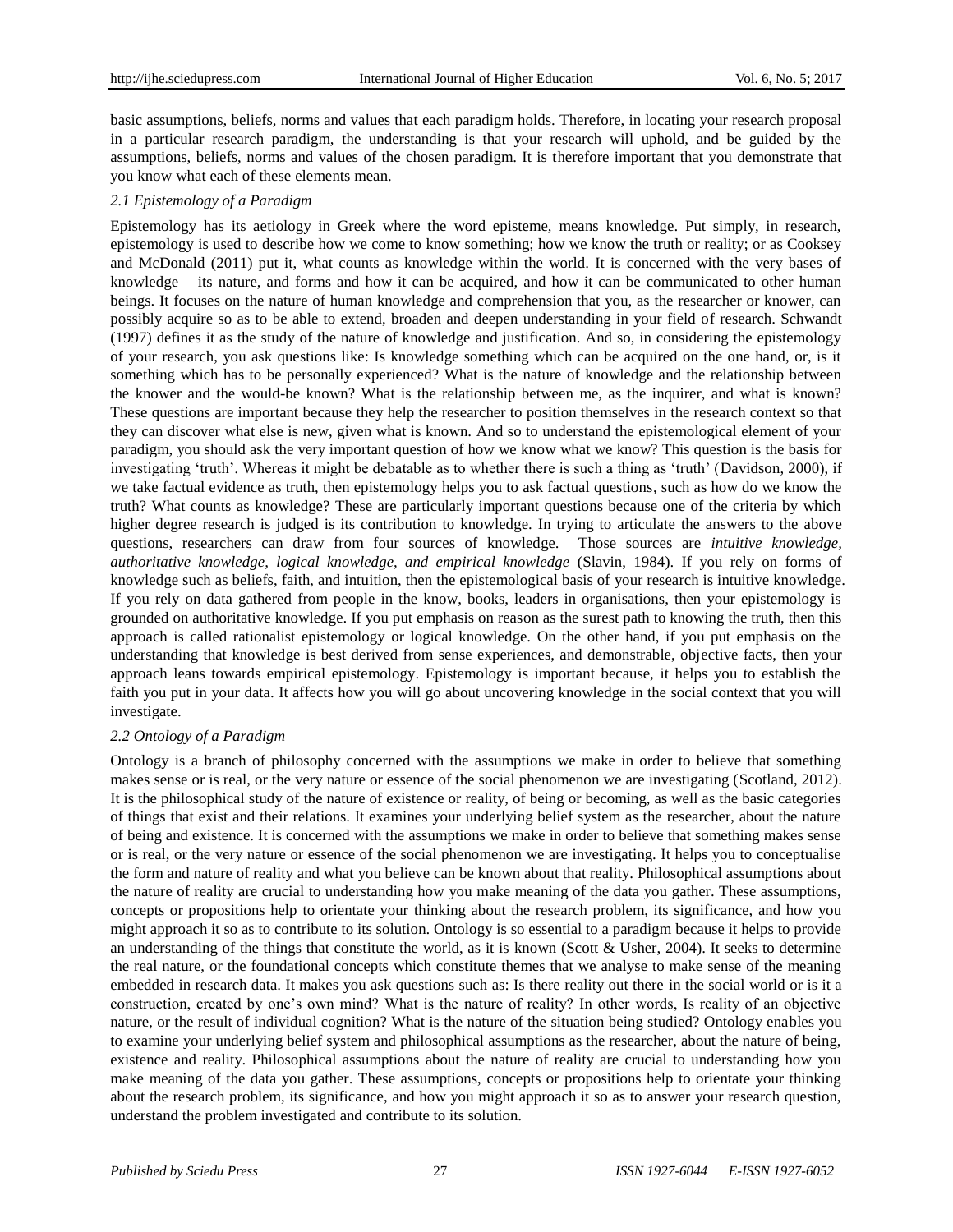basic assumptions, beliefs, norms and values that each paradigm holds. Therefore, in locating your research proposal in a particular research paradigm, the understanding is that your research will uphold, and be guided by the assumptions, beliefs, norms and values of the chosen paradigm. It is therefore important that you demonstrate that you know what each of these elements mean.

### *2.1 Epistemology of a Paradigm*

Epistemology has its aetiology in Greek where the word episteme, means knowledge. Put simply, in research, epistemology is used to describe how we come to know something; how we know the truth or reality; or as Cooksey and McDonald (2011) put it, what counts as knowledge within the world. It is concerned with the very bases of knowledge – its nature, and forms and how it can be acquired, and how it can be communicated to other human beings. It focuses on the nature of human knowledge and comprehension that you, as the researcher or knower, can possibly acquire so as to be able to extend, broaden and deepen understanding in your field of research. Schwandt (1997) defines it as the study of the nature of knowledge and justification. And so, in considering the epistemology of your research, you ask questions like: Is knowledge something which can be acquired on the one hand, or, is it something which has to be personally experienced? What is the nature of knowledge and the relationship between the knower and the would-be known? What is the relationship between me, as the inquirer, and what is known? These questions are important because they help the researcher to position themselves in the research context so that they can discover what else is new, given what is known. And so to understand the epistemological element of your paradigm, you should ask the very important question of how we know what we know? This question is the basis for investigating 'truth'. Whereas it might be debatable as to whether there is such a thing as 'truth' (Davidson, 2000), if we take factual evidence as truth, then epistemology helps you to ask factual questions, such as how do we know the truth? What counts as knowledge? These are particularly important questions because one of the criteria by which higher degree research is judged is its contribution to knowledge. In trying to articulate the answers to the above questions, researchers can draw from four sources of knowledge. Those sources are *intuitive knowledge, authoritative knowledge, logical knowledge, and empirical knowledge* (Slavin, 1984). If you rely on forms of knowledge such as beliefs, faith, and intuition, then the epistemological basis of your research is intuitive knowledge. If you rely on data gathered from people in the know, books, leaders in organisations, then your epistemology is grounded on authoritative knowledge. If you put emphasis on reason as the surest path to knowing the truth, then this approach is called rationalist epistemology or logical knowledge. On the other hand, if you put emphasis on the understanding that knowledge is best derived from sense experiences, and demonstrable, objective facts, then your approach leans towards empirical epistemology. Epistemology is important because, it helps you to establish the faith you put in your data. It affects how you will go about uncovering knowledge in the social context that you will investigate.

### *2.2 Ontology of a Paradigm*

Ontology is a branch of philosophy concerned with the assumptions we make in order to believe that something makes sense or is real, or the very nature or essence of the social phenomenon we are investigating (Scotland, 2012). It is the philosophical study of the nature of existence or reality, of being or becoming, as well as the basic categories of things that exist and their relations. It examines your underlying belief system as the researcher, about the nature of being and existence. It is concerned with the assumptions we make in order to believe that something makes sense or is real, or the very nature or essence of the social phenomenon we are investigating. It helps you to conceptualise the form and nature of reality and what you believe can be known about that reality. Philosophical assumptions about the nature of reality are crucial to understanding how you make meaning of the data you gather. These assumptions, concepts or propositions help to orientate your thinking about the research problem, its significance, and how you might approach it so as to contribute to its solution. Ontology is so essential to a paradigm because it helps to provide an understanding of the things that constitute the world, as it is known (Scott & Usher, 2004). It seeks to determine the real nature, or the foundational concepts which constitute themes that we analyse to make sense of the meaning embedded in research data. It makes you ask questions such as: Is there reality out there in the social world or is it a construction, created by one's own mind? What is the nature of reality? In other words, Is reality of an objective nature, or the result of individual cognition? What is the nature of the situation being studied? Ontology enables you to examine your underlying belief system and philosophical assumptions as the researcher, about the nature of being, existence and reality. Philosophical assumptions about the nature of reality are crucial to understanding how you make meaning of the data you gather. These assumptions, concepts or propositions help to orientate your thinking about the research problem, its significance, and how you might approach it so as to answer your research question, understand the problem investigated and contribute to its solution.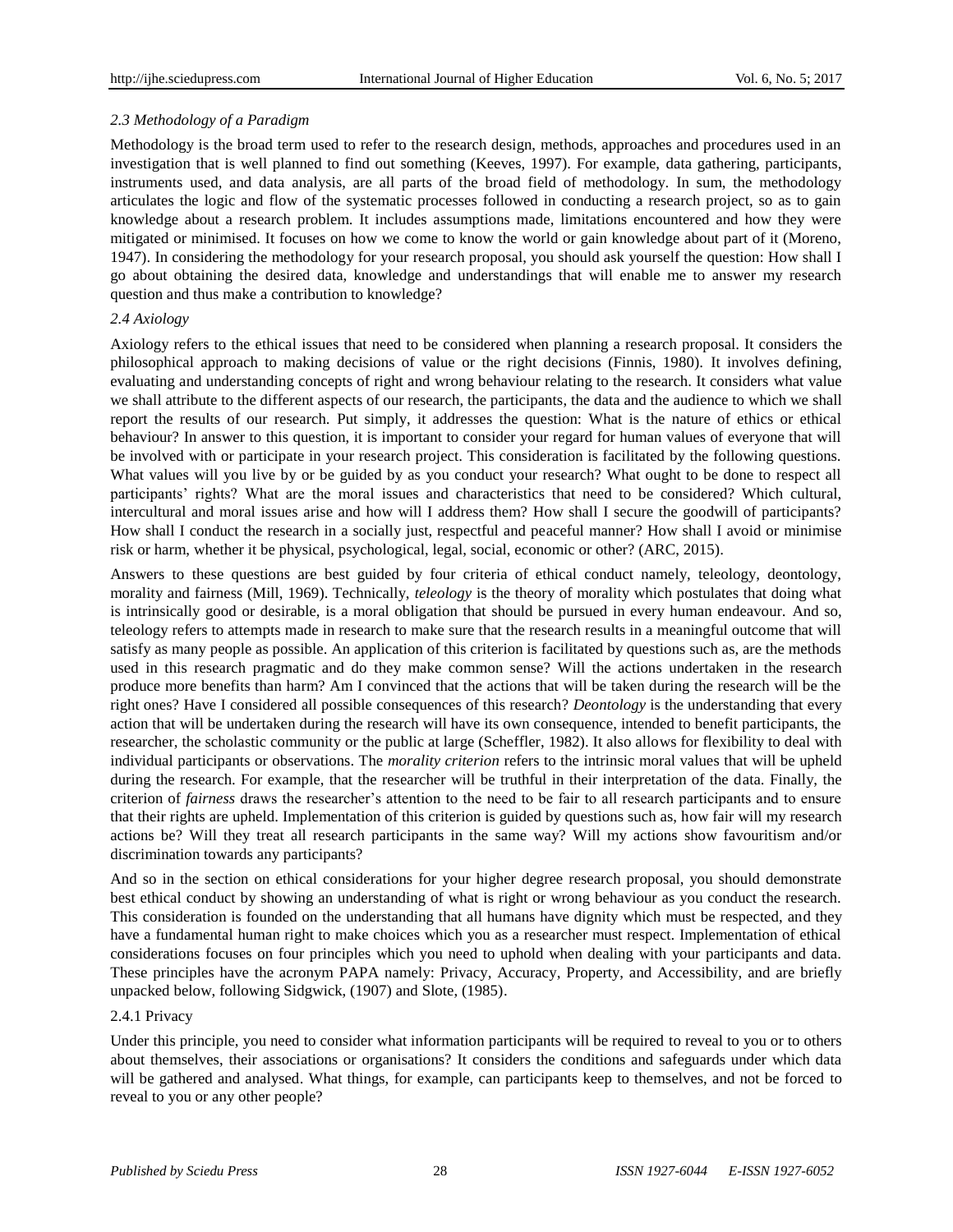### *2.3 Methodology of a Paradigm*

Methodology is the broad term used to refer to the research design, methods, approaches and procedures used in an investigation that is well planned to find out something (Keeves, 1997). For example, data gathering, participants, instruments used, and data analysis, are all parts of the broad field of methodology. In sum, the methodology articulates the logic and flow of the systematic processes followed in conducting a research project, so as to gain knowledge about a research problem. It includes assumptions made, limitations encountered and how they were mitigated or minimised. It focuses on how we come to know the world or gain knowledge about part of it (Moreno, 1947). In considering the methodology for your research proposal, you should ask yourself the question: How shall I go about obtaining the desired data, knowledge and understandings that will enable me to answer my research question and thus make a contribution to knowledge?

### *2.4 Axiology*

Axiology refers to the ethical issues that need to be considered when planning a research proposal. It considers the philosophical approach to making decisions of value or the right decisions (Finnis, 1980). It involves defining, evaluating and understanding concepts of right and wrong behaviour relating to the research. It considers what value we shall attribute to the different aspects of our research, the participants, the data and the audience to which we shall report the results of our research. Put simply, it addresses the question: What is the nature of ethics or ethical behaviour? In answer to this question, it is important to consider your regard for human values of everyone that will be involved with or participate in your research project. This consideration is facilitated by the following questions. What values will you live by or be guided by as you conduct your research? What ought to be done to respect all participants' rights? What are the moral issues and characteristics that need to be considered? Which cultural, intercultural and moral issues arise and how will I address them? How shall I secure the goodwill of participants? How shall I conduct the research in a socially just, respectful and peaceful manner? How shall I avoid or minimise risk or harm, whether it be physical, psychological, legal, social, economic or other? (ARC, 2015).

Answers to these questions are best guided by four criteria of ethical conduct namely, teleology, deontology, morality and fairness (Mill, 1969). Technically, *teleology* is the theory of morality which postulates that doing what is intrinsically good or desirable, is a moral obligation that should be pursued in every human endeavour. And so, teleology refers to attempts made in research to make sure that the research results in a meaningful outcome that will satisfy as many people as possible. An application of this criterion is facilitated by questions such as, are the methods used in this research pragmatic and do they make common sense? Will the actions undertaken in the research produce more benefits than harm? Am I convinced that the actions that will be taken during the research will be the right ones? Have I considered all possible consequences of this research? *Deontology* is the understanding that every action that will be undertaken during the research will have its own consequence, intended to benefit participants, the researcher, the scholastic community or the public at large (Scheffler, 1982). It also allows for flexibility to deal with individual participants or observations. The *morality criterion* refers to the intrinsic moral values that will be upheld during the research. For example, that the researcher will be truthful in their interpretation of the data. Finally, the criterion of *fairness* draws the researcher's attention to the need to be fair to all research participants and to ensure that their rights are upheld. Implementation of this criterion is guided by questions such as, how fair will my research actions be? Will they treat all research participants in the same way? Will my actions show favouritism and/or discrimination towards any participants?

And so in the section on ethical considerations for your higher degree research proposal, you should demonstrate best ethical conduct by showing an understanding of what is right or wrong behaviour as you conduct the research. This consideration is founded on the understanding that all humans have dignity which must be respected, and they have a fundamental human right to make choices which you as a researcher must respect. Implementation of ethical considerations focuses on four principles which you need to uphold when dealing with your participants and data. These principles have the acronym PAPA namely: Privacy, Accuracy, Property, and Accessibility, and are briefly unpacked below, following Sidgwick, (1907) and Slote, (1985).

#### 2.4.1 Privacy

Under this principle, you need to consider what information participants will be required to reveal to you or to others about themselves, their associations or organisations? It considers the conditions and safeguards under which data will be gathered and analysed. What things, for example, can participants keep to themselves, and not be forced to reveal to you or any other people?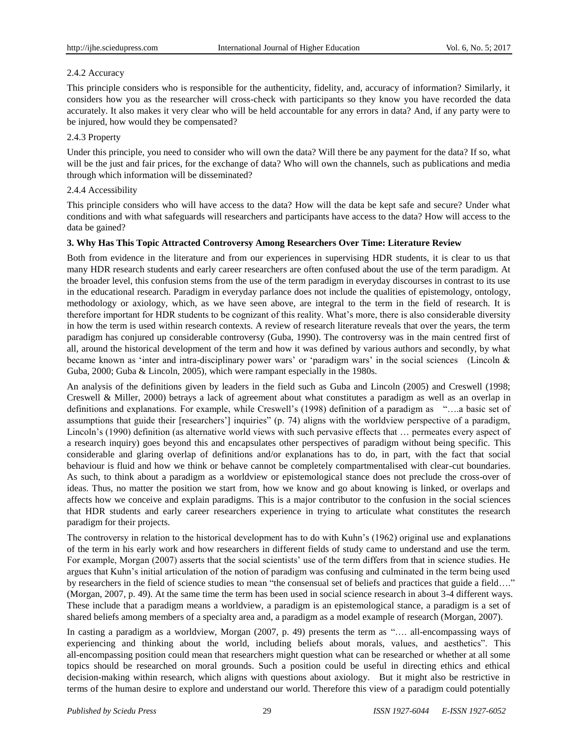#### 2.4.2 Accuracy

This principle considers who is responsible for the authenticity, fidelity, and, accuracy of information? Similarly, it considers how you as the researcher will cross-check with participants so they know you have recorded the data accurately. It also makes it very clear who will be held accountable for any errors in data? And, if any party were to be injured, how would they be compensated?

#### 2.4.3 Property

Under this principle, you need to consider who will own the data? Will there be any payment for the data? If so, what will be the just and fair prices, for the exchange of data? Who will own the channels, such as publications and media through which information will be disseminated?

#### 2.4.4 Accessibility

This principle considers who will have access to the data? How will the data be kept safe and secure? Under what conditions and with what safeguards will researchers and participants have access to the data? How will access to the data be gained?

## 3. Why Has This Topic Attracted Controversy Among Researchers Over Time: Literature Review

Both from evidence in the literature and from our experiences in supervising HDR students, it is clear to us that many HDR research students and early career researchers are often confused about the use of the term paradigm. At the broader level, this confusion stems from the use of the term paradigm in everyday discourses in contrast to its use in the educational research. Paradigm in everyday parlance does not include the qualities of epistemology, ontology, methodology or axiology, which, as we have seen above, are integral to the term in the field of research. It is therefore important for HDR students to be cognizant of this reality. What's more, there is also considerable diversity in how the term is used within research contexts. A review of research literature reveals that over the years, the term paradigm has conjured up considerable controversy (Guba, 1990). The controversy was in the main centred first of all, around the historical development of the term and how it was defined by various authors and secondly, by what became known as 'inter and intra-disciplinary power wars' or 'paradigm wars' in the social sciences (Lincoln & Guba, 2000; Guba & Lincoln, 2005), which were rampant especially in the 1980s.

An analysis of the definitions given by leaders in the field such as Guba and Lincoln (2005) and Creswell (1998; Creswell & Miller, 2000) betrays a lack of agreement about what constitutes a paradigm as well as an overlap in definitions and explanations. For example, while Creswell's (1998) definition of a paradigm as "….a basic set of assumptions that guide their [researchers'] inquiries" (p. 74) aligns with the worldview perspective of a paradigm, Lincoln's (1990) definition (as alternative world views with such pervasive effects that … permeates every aspect of a research inquiry) goes beyond this and encapsulates other perspectives of paradigm without being specific. This considerable and glaring overlap of definitions and/or explanations has to do, in part, with the fact that social behaviour is fluid and how we think or behave cannot be completely compartmentalised with clear-cut boundaries. As such, to think about a paradigm as a worldview or epistemological stance does not preclude the cross-over of ideas. Thus, no matter the position we start from, how we know and go about knowing is linked, or overlaps and affects how we conceive and explain paradigms. This is a major contributor to the confusion in the social sciences that HDR students and early career researchers experience in trying to articulate what constitutes the research paradigm for their projects.

The controversy in relation to the historical development has to do with Kuhn's (1962) original use and explanations of the term in his early work and how researchers in different fields of study came to understand and use the term. For example, Morgan (2007) asserts that the social scientists' use of the term differs from that in science studies. He argues that Kuhn's initial articulation of the notion of paradigm was confusing and culminated in the term being used by researchers in the field of science studies to mean "the consensual set of beliefs and practices that guide a field…." (Morgan, 2007, p. 49). At the same time the term has been used in social science research in about 3-4 different ways. These include that a paradigm means a worldview, a paradigm is an epistemological stance, a paradigm is a set of shared beliefs among members of a specialty area and, a paradigm as a model example of research (Morgan, 2007).

In casting a paradigm as a worldview, Morgan (2007, p. 49) presents the term as "…. all-encompassing ways of experiencing and thinking about the world, including beliefs about morals, values, and aesthetics". This all-encompassing position could mean that researchers might question what can be researched or whether at all some topics should be researched on moral grounds. Such a position could be useful in directing ethics and ethical decision-making within research, which aligns with questions about axiology. But it might also be restrictive in terms of the human desire to explore and understand our world. Therefore this view of a paradigm could potentially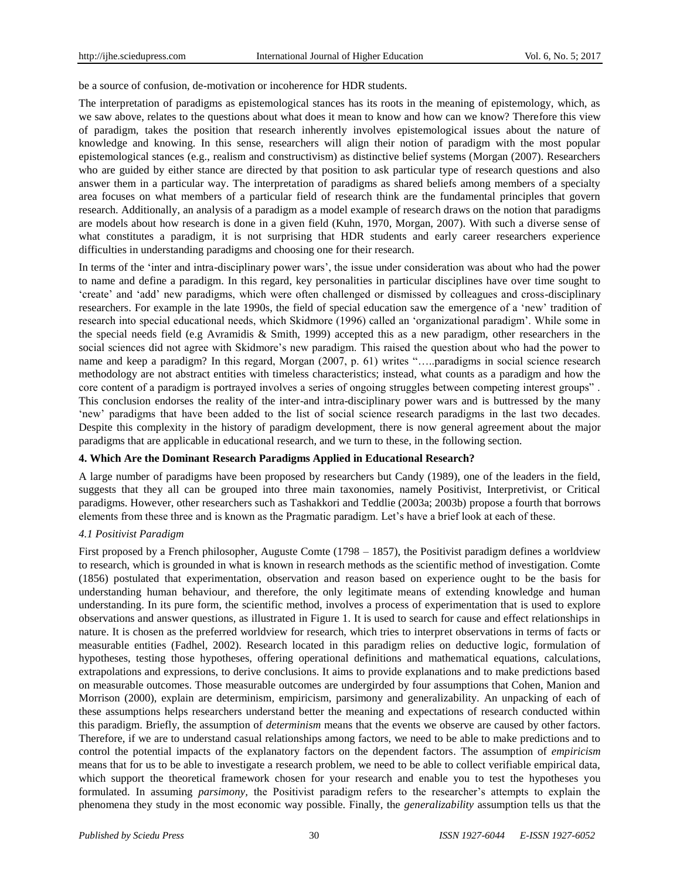be a source of confusion, de-motivation or incoherence for HDR students.

The interpretation of paradigms as epistemological stances has its roots in the meaning of epistemology, which, as we saw above, relates to the questions about what does it mean to know and how can we know? Therefore this view of paradigm, takes the position that research inherently involves epistemological issues about the nature of knowledge and knowing. In this sense, researchers will align their notion of paradigm with the most popular epistemological stances (e.g., realism and constructivism) as distinctive belief systems (Morgan (2007). Researchers who are guided by either stance are directed by that position to ask particular type of research questions and also answer them in a particular way. The interpretation of paradigms as shared beliefs among members of a specialty area focuses on what members of a particular field of research think are the fundamental principles that govern research. Additionally, an analysis of a paradigm as a model example of research draws on the notion that paradigms are models about how research is done in a given field (Kuhn, 1970, Morgan, 2007). With such a diverse sense of what constitutes a paradigm, it is not surprising that HDR students and early career researchers experience difficulties in understanding paradigms and choosing one for their research.

In terms of the 'inter and intra-disciplinary power wars', the issue under consideration was about who had the power to name and define a paradigm. In this regard, key personalities in particular disciplines have over time sought to 'create' and 'add' new paradigms, which were often challenged or dismissed by colleagues and cross-disciplinary researchers. For example in the late 1990s, the field of special education saw the emergence of a 'new' tradition of research into special educational needs, which Skidmore (1996) called an 'organizational paradigm'. While some in the special needs field (e.g Avramidis & Smith, 1999) accepted this as a new paradigm, other researchers in the social sciences did not agree with Skidmore's new paradigm. This raised the question about who had the power to name and keep a paradigm? In this regard, Morgan (2007, p. 61) writes "…..paradigms in social science research methodology are not abstract entities with timeless characteristics; instead, what counts as a paradigm and how the core content of a paradigm is portrayed involves a series of ongoing struggles between competing interest groups" . This conclusion endorses the reality of the inter-and intra-disciplinary power wars and is buttressed by the many 'new' paradigms that have been added to the list of social science research paradigms in the last two decades. Despite this complexity in the history of paradigm development, there is now general agreement about the major paradigms that are applicable in educational research, and we turn to these, in the following section.

## 4. Which Are the Dominant Research Paradigms Applied in Educational Research?

A large number of paradigms have been proposed by researchers but Candy (1989), one of the leaders in the field, suggests that they all can be grouped into three main taxonomies, namely Positivist, Interpretivist, or Critical paradigms. However, other researchers such as Tashakkori and Teddlie (2003a; 2003b) propose a fourth that borrows elements from these three and is known as the Pragmatic paradigm. Let's have a brief look at each of these.

### *4.1 Positivist Paradigm*

First proposed by a French philosopher, Auguste Comte (1798 – 1857), the Positivist paradigm defines a worldview to research, which is grounded in what is known in research methods as the scientific method of investigation. Comte (1856) postulated that experimentation, observation and reason based on experience ought to be the basis for understanding human behaviour, and therefore, the only legitimate means of extending knowledge and human understanding. In its pure form, the scientific method, involves a process of experimentation that is used to explore observations and answer questions, as illustrated in Figure 1. It is used to search for cause and effect relationships in nature. It is chosen as the preferred worldview for research, which tries to interpret observations in terms of facts or measurable entities (Fadhel, 2002). Research located in this paradigm relies on deductive logic, formulation of hypotheses, testing those hypotheses, offering operational definitions and mathematical equations, calculations, extrapolations and expressions, to derive conclusions. It aims to provide explanations and to make predictions based on measurable outcomes. Those measurable outcomes are undergirded by four assumptions that Cohen, Manion and Morrison (2000), explain are determinism, empiricism, parsimony and generalizability. An unpacking of each of these assumptions helps researchers understand better the meaning and expectations of research conducted within this paradigm. Briefly, the assumption of *determinism* means that the events we observe are caused by other factors. Therefore, if we are to understand casual relationships among factors, we need to be able to make predictions and to control the potential impacts of the explanatory factors on the dependent factors. The assumption of *empiricism* means that for us to be able to investigate a research problem, we need to be able to collect verifiable empirical data, which support the theoretical framework chosen for your research and enable you to test the hypotheses you formulated. In assuming *parsimony*, the Positivist paradigm refers to the researcher's attempts to explain the phenomena they study in the most economic way possible. Finally, the *generalizability* assumption tells us that the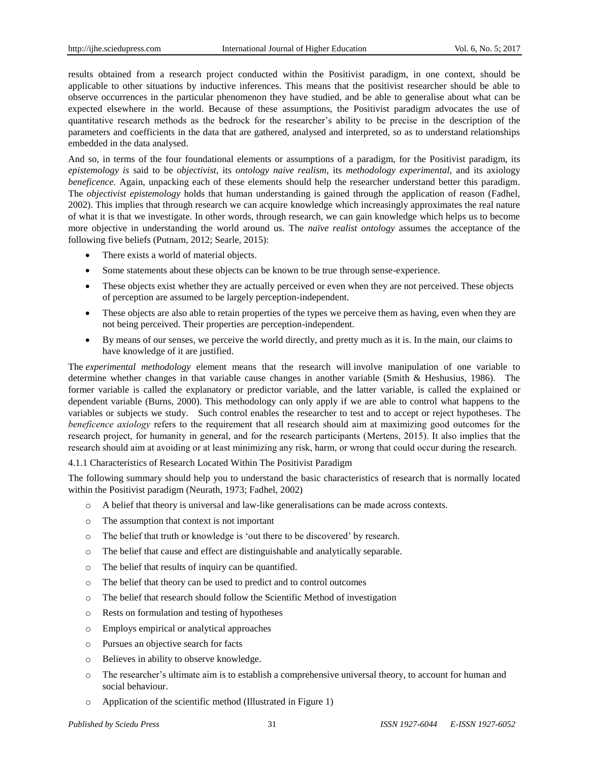results obtained from a research project conducted within the Positivist paradigm, in one context, should be applicable to other situations by inductive inferences. This means that the positivist researcher should be able to observe occurrences in the particular phenomenon they have studied, and be able to generalise about what can be expected elsewhere in the world. Because of these assumptions, the Positivist paradigm advocates the use of quantitative research methods as the bedrock for the researcher's ability to be precise in the description of the parameters and coefficients in the data that are gathered, analysed and interpreted, so as to understand relationships embedded in the data analysed.

And so, in terms of the four foundational elements or assumptions of a paradigm, for the Positivist paradigm, its *epistemology is* said to be *objectivist*, its *ontology naive realism*, its *methodology experimental*, and its axiology *beneficence*. Again, unpacking each of these elements should help the researcher understand better this paradigm. The *objectivist epistemology* holds that human understanding is gained through the application of reason (Fadhel, 2002). This implies that through research we can acquire knowledge which increasingly approximates the real nature of what it is that we investigate. In other words, through research, we can gain knowledge which helps us to become more objective in understanding the world around us. The *naïve realist ontology* assumes the acceptance of the following five beliefs (Putnam, 2012; Searle, 2015):

- There exists a world of material objects.
- Some statements about these objects can be known to be true through sense-experience.
- These objects exist whether they are actually perceived or even when they are not perceived. These objects of perception are assumed to be largely perception-independent.
- These objects are also able to retain properties of the types we perceive them as having, even when they are not being perceived. Their properties are perception-independent.
- By means of our senses, we perceive the world directly, and pretty much as it is. In the main, our claims to have knowledge of it are justified.

The *experimental methodology* element means that the research will involve manipulation of one variable to determine whether changes in that variable cause changes in another variable (Smith & Heshusius, 1986). The former variable is called the explanatory or predictor variable, and the latter variable, is called the explained or dependent variable (Burns, 2000). This methodology can only apply if we are able to control what happens to the variables or subjects we study. Such control enables the researcher to test and to accept or reject hypotheses. The *beneficence axiology* refers to the requirement that all research should aim at maximizing good outcomes for the research project, for humanity in general, and for the research participants (Mertens, 2015). It also implies that the research should aim at avoiding or at least minimizing any risk, harm, or wrong that could occur during the research.

#### 4.1.1 Characteristics of Research Located Within The Positivist Paradigm

The following summary should help you to understand the basic characteristics of research that is normally located within the Positivist paradigm (Neurath, 1973; Fadhel, 2002)

- A belief that theory is universal and law-like generalisations can be made across contexts.
- The assumption that context is not important
- The belief that truth or knowledge is 'out there to be discovered' by research.
- The belief that cause and effect are distinguishable and analytically separable.
- The belief that results of inquiry can be quantified.
- The belief that theory can be used to predict and to control outcomes
- The belief that research should follow the Scientific Method of investigation
- Rests on formulation and testing of hypotheses
- Employs empirical or analytical approaches
- Pursues an objective search for facts
- Believes in ability to observe knowledge.
- The researcher's ultimate aim is to establish a comprehensive universal theory, to account for human and social behaviour.
- Application of the scientific method (Illustrated in Figure 1)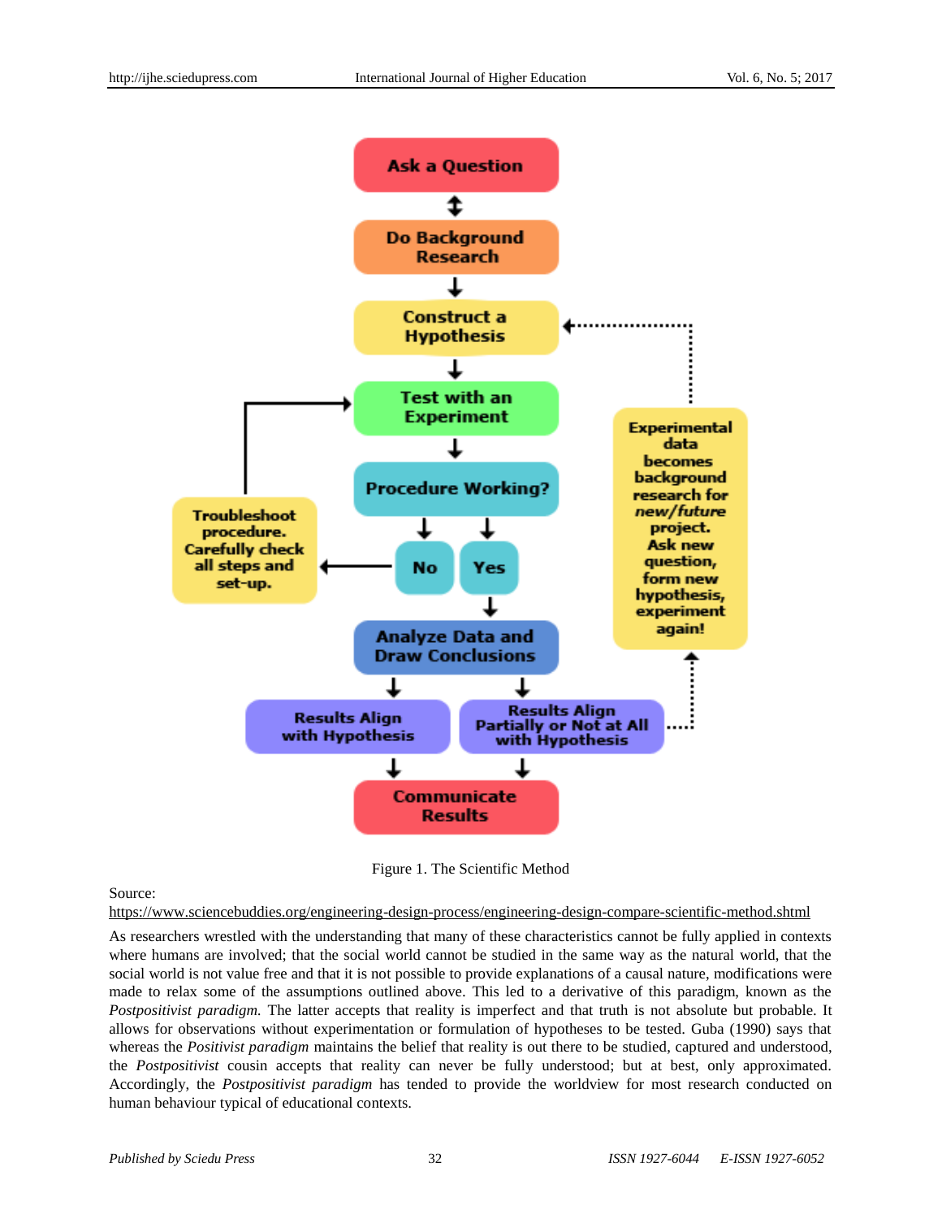Figure 1. The Scientific Method

Source:
https://www.sciencebuddies.org/engineering-design-process/engineering-design-compare-scientific-method.shtml

As researchers wrestled with the understanding that many of these characteristics cannot be fully applied in contexts where humans are involved; that the social world cannot be studied in the same way as the natural world, that the social world is not value free and that it is not possible to provide explanations of a causal nature, modifications were made to relax some of the assumptions outlined above. This led to a derivative of this paradigm, known as the *Postpositivist paradigm.* The latter accepts that reality is imperfect and that truth is not absolute but probable. It allows for observations without experimentation or formulation of hypotheses to be tested. Guba (1990) says that whereas the *Positivist paradigm* maintains the belief that reality is out there to be studied, captured and understood, the *Postpositivist* cousin accepts that reality can never be fully understood; but at best, only approximated. Accordingly, the *Postpositivist paradigm* has tended to provide the worldview for most research conducted on human behaviour typical of educational contexts.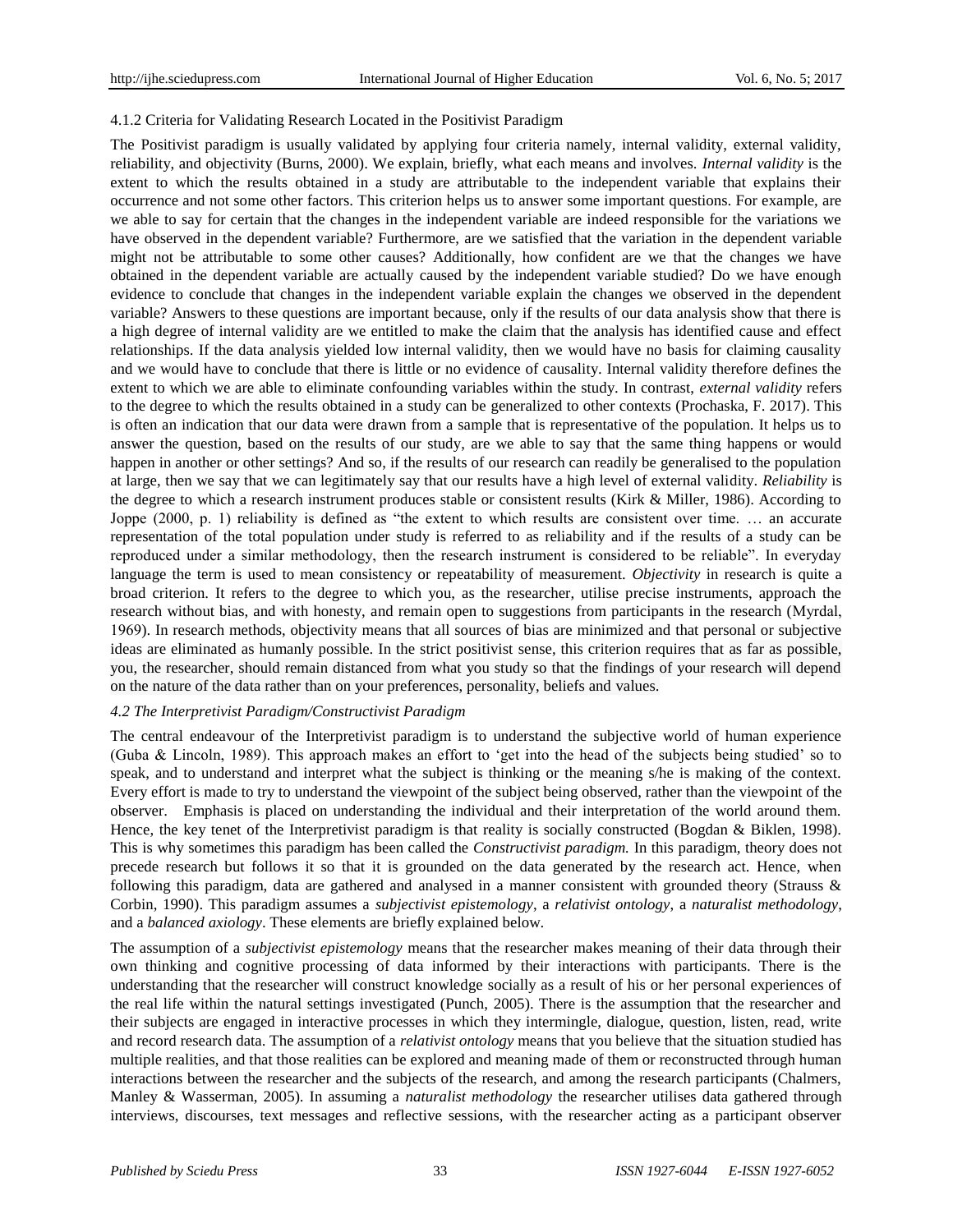### 4.1.2 Criteria for Validating Research Located in the Positivist Paradigm

The Positivist paradigm is usually validated by applying four criteria namely, internal validity, external validity, reliability, and objectivity (Burns, 2000). We explain, briefly, what each means and involves. *Internal validity* is the extent to which the results obtained in a study are attributable to the independent variable that explains their occurrence and not some other factors. This criterion helps us to answer some important questions. For example, are we able to say for certain that the changes in the independent variable are indeed responsible for the variations we have observed in the dependent variable? Furthermore, are we satisfied that the variation in the dependent variable might not be attributable to some other causes? Additionally, how confident are we that the changes we have obtained in the dependent variable are actually caused by the independent variable studied? Do we have enough evidence to conclude that changes in the independent variable explain the changes we observed in the dependent variable? Answers to these questions are important because, only if the results of our data analysis show that there is a high degree of internal validity are we entitled to make the claim that the analysis has identified cause and effect relationships. If the data analysis yielded low internal validity, then we would have no basis for claiming causality and we would have to conclude that there is little or no evidence of causality. Internal validity therefore defines the extent to which we are able to eliminate confounding variables within the study. In contrast, *external validity* refers to the degree to which the results obtained in a study can be generalized to other contexts (Prochaska, F. 2017). This is often an indication that our data were drawn from a sample that is representative of the population. It helps us to answer the question, based on the results of our study, are we able to say that the same thing happens or would happen in another or other settings? And so, if the results of our research can readily be generalised to the population at large, then we say that we can legitimately say that our results have a high level of external validity. *Reliability* is the degree to which a research instrument produces stable or consistent results (Kirk & Miller, 1986). According to Joppe (2000, p. 1) reliability is defined as "the extent to which results are consistent over time. … an accurate representation of the total population under study is referred to as reliability and if the results of a study can be reproduced under a similar methodology, then the research instrument is considered to be reliable". In everyday language the term is used to mean consistency or repeatability of measurement. *Objectivity* in research is quite a broad criterion. It refers to the degree to which you, as the researcher, utilise precise instruments, approach the research without bias, and with honesty, and remain open to suggestions from participants in the research (Myrdal, 1969). In research methods, objectivity means that all sources of bias are minimized and that personal or subjective ideas are eliminated as far as humanly possible. In the strict positivist sense, this criterion requires that as far as possible, you, the researcher, should remain distanced from what you study so that the findings of your research will depend on the nature of the data rather than on your preferences, personality, beliefs and values.

### *4.2 The Interpretivist Paradigm/Constructivist Paradigm*

The central endeavour of the Interpretivist paradigm is to understand the subjective world of human experience (Guba & Lincoln, 1989). This approach makes an effort to 'get into the head of the subjects being studied' so to speak, and to understand and interpret what the subject is thinking or the meaning s/he is making of the context. Every effort is made to try to understand the viewpoint of the subject being observed, rather than the viewpoint of the observer. Emphasis is placed on understanding the individual and their interpretation of the world around them. Hence, the key tenet of the Interpretivist paradigm is that reality is socially constructed (Bogdan & Biklen, 1998). This is why sometimes this paradigm has been called the *Constructivist paradigm.* In this paradigm, theory does not precede research but follows it so that it is grounded on the data generated by the research act. Hence, when following this paradigm, data are gathered and analysed in a manner consistent with grounded theory (Strauss & Corbin, 1990). This paradigm assumes a *subjectivist epistemology*, a *relativist ontology*, a *naturalist methodology*, and a *balanced axiology*. These elements are briefly explained below.

The assumption of a *subjectivist epistemology* means that the researcher makes meaning of their data through their own thinking and cognitive processing of data informed by their interactions with participants. There is the understanding that the researcher will construct knowledge socially as a result of his or her personal experiences of the real life within the natural settings investigated (Punch, 2005). There is the assumption that the researcher and their subjects are engaged in interactive processes in which they intermingle, dialogue, question, listen, read, write and record research data. The assumption of a *relativist ontology* means that you believe that the situation studied has multiple realities, and that those realities can be explored and meaning made of them or reconstructed through human interactions between the researcher and the subjects of the research, and among the research participants (Chalmers, Manley & Wasserman, 2005). In assuming a *naturalist methodology* the researcher utilises data gathered through interviews, discourses, text messages and reflective sessions, with the researcher acting as a participant observer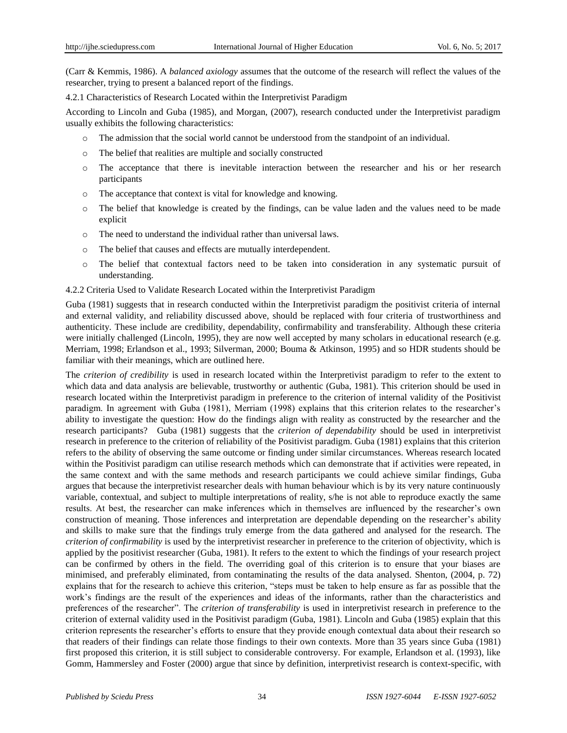(Carr & Kemmis, 1986). A *balanced axiology* assumes that the outcome of the research will reflect the values of the researcher, trying to present a balanced report of the findings.

#### 4.2.1 Characteristics of Research Located within the Interpretivist Paradigm

According to Lincoln and Guba (1985), and Morgan, (2007), research conducted under the Interpretivist paradigm usually exhibits the following characteristics:

- The admission that the social world cannot be understood from the standpoint of an individual.
- The belief that realities are multiple and socially constructed
- The acceptance that there is inevitable interaction between the researcher and his or her research participants
- The acceptance that context is vital for knowledge and knowing.
- The belief that knowledge is created by the findings, can be value laden and the values need to be made explicit
- The need to understand the individual rather than universal laws.
- The belief that causes and effects are mutually interdependent.
- The belief that contextual factors need to be taken into consideration in any systematic pursuit of understanding.

#### 4.2.2 Criteria Used to Validate Research Located within the Interpretivist Paradigm

Guba (1981) suggests that in research conducted within the Interpretivist paradigm the positivist criteria of internal and external validity, and reliability discussed above, should be replaced with four criteria of trustworthiness and authenticity. These include are credibility, dependability, confirmability and transferability. Although these criteria were initially challenged (Lincoln, 1995), they are now well accepted by many scholars in educational research (e.g. Merriam, 1998; Erlandson et al., 1993; Silverman, 2000; Bouma & Atkinson, 1995) and so HDR students should be familiar with their meanings, which are outlined here.

The *criterion of credibility* is used in research located within the Interpretivist paradigm to refer to the extent to which data and data analysis are believable, trustworthy or authentic (Guba, 1981). This criterion should be used in research located within the Interpretivist paradigm in preference to the criterion of internal validity of the Positivist paradigm. In agreement with Guba (1981), Merriam (1998) explains that this criterion relates to the researcher's ability to investigate the question: How do the findings align with reality as constructed by the researcher and the research participants? Guba (1981) suggests that the *criterion of dependability* should be used in interpretivist research in preference to the criterion of reliability of the Positivist paradigm. Guba (1981) explains that this criterion refers to the ability of observing the same outcome or finding under similar circumstances. Whereas research located within the Positivist paradigm can utilise research methods which can demonstrate that if activities were repeated, in the same context and with the same methods and research participants we could achieve similar findings, Guba argues that because the interpretivist researcher deals with human behaviour which is by its very nature continuously variable, contextual, and subject to multiple interpretations of reality, s/he is not able to reproduce exactly the same results. At best, the researcher can make inferences which in themselves are influenced by the researcher's own construction of meaning. Those inferences and interpretation are dependable depending on the researcher's ability and skills to make sure that the findings truly emerge from the data gathered and analysed for the research. The *criterion of confirmability* is used by the interpretivist researcher in preference to the criterion of objectivity, which is applied by the positivist researcher (Guba, 1981). It refers to the extent to which the findings of your research project can be confirmed by others in the field. The overriding goal of this criterion is to ensure that your biases are minimised, and preferably eliminated, from contaminating the results of the data analysed. Shenton, (2004, p. 72) explains that for the research to achieve this criterion, "steps must be taken to help ensure as far as possible that the work's findings are the result of the experiences and ideas of the informants, rather than the characteristics and preferences of the researcher". The *criterion of transferability* is used in interpretivist research in preference to the criterion of external validity used in the Positivist paradigm (Guba, 1981). Lincoln and Guba (1985) explain that this criterion represents the researcher's efforts to ensure that they provide enough contextual data about their research so that readers of their findings can relate those findings to their own contexts. More than 35 years since Guba (1981) first proposed this criterion, it is still subject to considerable controversy. For example, Erlandson et al. (1993), like Gomm, Hammersley and Foster (2000) argue that since by definition, interpretivist research is context-specific, with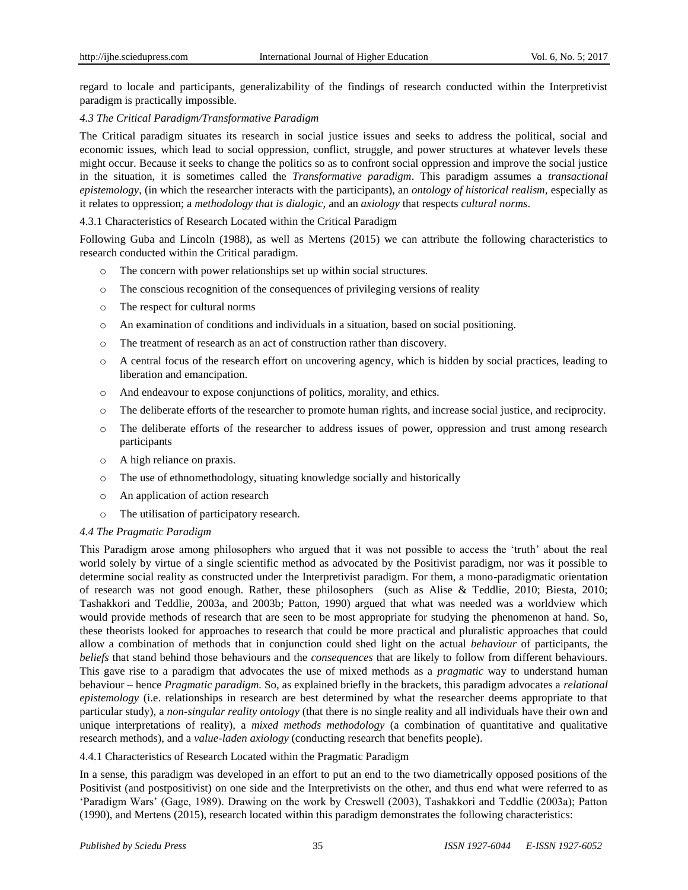regard to locale and participants, generalizability of the findings of research conducted within the Interpretivist paradigm is practically impossible.

### *4.3 The Critical Paradigm/Transformative Paradigm*

The Critical paradigm situates its research in social justice issues and seeks to address the political, social and economic issues, which lead to social oppression, conflict, struggle, and power structures at whatever levels these might occur. Because it seeks to change the politics so as to confront social oppression and improve the social justice in the situation, it is sometimes called the *Transformative paradigm*. This paradigm assumes a *transactional epistemology*, (in which the researcher interacts with the participants), an *ontology of historical realism,* especially as it relates to oppression; a *methodology that is dialogic,* and an *axiology* that respects *cultural norms*.

#### 4.3.1 Characteristics of Research Located within the Critical Paradigm

Following Guba and Lincoln (1988), as well as Mertens (2015) we can attribute the following characteristics to research conducted within the Critical paradigm.

- The concern with power relationships set up within social structures.
- The conscious recognition of the consequences of privileging versions of reality
- The respect for cultural norms
- An examination of conditions and individuals in a situation, based on social positioning.
- The treatment of research as an act of construction rather than discovery.
- A central focus of the research effort on uncovering agency, which is hidden by social practices, leading to liberation and emancipation.
- And endeavour to expose conjunctions of politics, morality, and ethics.
- The deliberate efforts of the researcher to promote human rights, and increase social justice, and reciprocity.
- The deliberate efforts of the researcher to address issues of power, oppression and trust among research participants
- A high reliance on praxis.
- The use of ethnomethodology, situating knowledge socially and historically
- An application of action research
- The utilisation of participatory research.

### *4.4 The Pragmatic Paradigm*

This Paradigm arose among philosophers who argued that it was not possible to access the 'truth' about the real world solely by virtue of a single scientific method as advocated by the Positivist paradigm, nor was it possible to determine social reality as constructed under the Interpretivist paradigm. For them, a mono-paradigmatic orientation of research was not good enough. Rather, these philosophers (such as Alise & Teddlie, 2010; Biesta, 2010; Tashakkori and Teddlie, 2003a, and 2003b; Patton, 1990) argued that what was needed was a worldview which would provide methods of research that are seen to be most appropriate for studying the phenomenon at hand. So, these theorists looked for approaches to research that could be more practical and pluralistic approaches that could allow a combination of methods that in conjunction could shed light on the actual *behaviour* of participants, the *beliefs* that stand behind those behaviours and the *consequences* that are likely to follow from different behaviours. This gave rise to a paradigm that advocates the use of mixed methods as a *pragmatic* way to understand human behaviour – hence *Pragmatic paradigm.* So, as explained briefly in the brackets, this paradigm advocates a *relational epistemology* (i.e. relationships in research are best determined by what the researcher deems appropriate to that particular study), a *non-singular reality ontology* (that there is no single reality and all individuals have their own and unique interpretations of reality), a *mixed methods methodology* (a combination of quantitative and qualitative research methods), and a *value-laden axiology* (conducting research that benefits people).

#### 4.4.1 Characteristics of Research Located within the Pragmatic Paradigm

In a sense, this paradigm was developed in an effort to put an end to the two diametrically opposed positions of the Positivist (and postpositivist) on one side and the Interpretivists on the other, and thus end what were referred to as 'Paradigm Wars' (Gage, 1989). Drawing on the work by Creswell (2003), Tashakkori and Teddlie (2003a); Patton (1990), and Mertens (2015), research located within this paradigm demonstrates the following characteristics: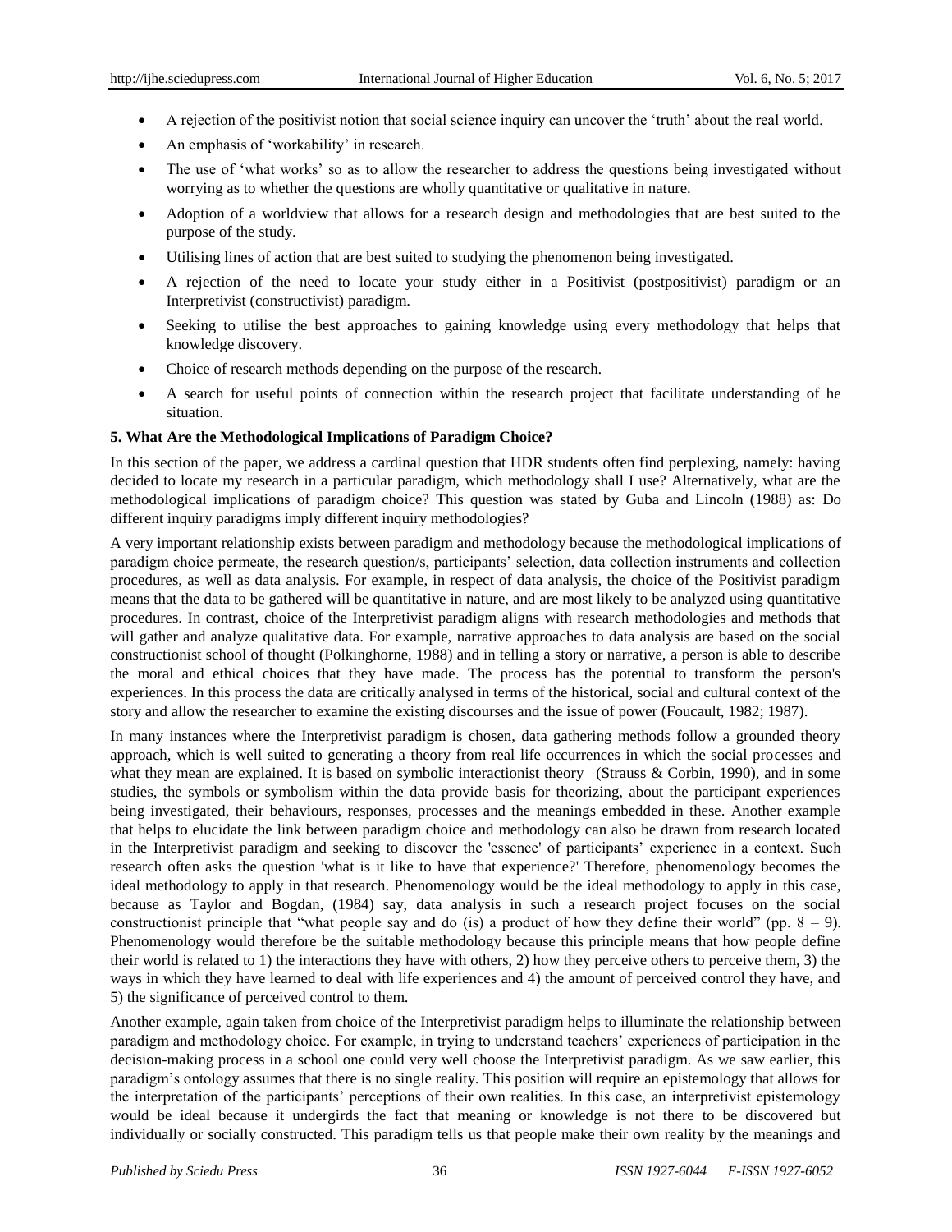- A rejection of the positivist notion that social science inquiry can uncover the 'truth' about the real world.
- An emphasis of 'workability' in research.
- The use of 'what works' so as to allow the researcher to address the questions being investigated without worrying as to whether the questions are wholly quantitative or qualitative in nature.
- Adoption of a worldview that allows for a research design and methodologies that are best suited to the purpose of the study.
- Utilising lines of action that are best suited to studying the phenomenon being investigated.
- A rejection of the need to locate your study either in a Positivist (postpositivist) paradigm or an Interpretivist (constructivist) paradigm.
- Seeking to utilise the best approaches to gaining knowledge using every methodology that helps that knowledge discovery.
- Choice of research methods depending on the purpose of the research.
- A search for useful points of connection within the research project that facilitate understanding of he situation.

## 5. What Are the Methodological Implications of Paradigm Choice?

In this section of the paper, we address a cardinal question that HDR students often find perplexing, namely: having decided to locate my research in a particular paradigm, which methodology shall I use? Alternatively, what are the methodological implications of paradigm choice? This question was stated by Guba and Lincoln (1988) as: Do different inquiry paradigms imply different inquiry methodologies?

A very important relationship exists between paradigm and methodology because the methodological implications of paradigm choice permeate, the research question/s, participants' selection, data collection instruments and collection procedures, as well as data analysis. For example, in respect of data analysis, the choice of the Positivist paradigm means that the data to be gathered will be quantitative in nature, and are most likely to be analyzed using quantitative procedures. In contrast, choice of the Interpretivist paradigm aligns with research methodologies and methods that will gather and analyze qualitative data. For example, narrative approaches to data analysis are based on the social constructionist school of thought (Polkinghorne, 1988) and in telling a story or narrative, a person is able to describe the moral and ethical choices that they have made. The process has the potential to transform the person's experiences. In this process the data are critically analysed in terms of the historical, social and cultural context of the story and allow the researcher to examine the existing discourses and the issue of power (Foucault, 1982; 1987).

In many instances where the Interpretivist paradigm is chosen, data gathering methods follow a grounded theory approach, which is well suited to generating a theory from real life occurrences in which the social processes and what they mean are explained. It is based on symbolic interactionist theory (Strauss & Corbin, 1990), and in some studies, the symbols or symbolism within the data provide basis for theorizing, about the participant experiences being investigated, their behaviours, responses, processes and the meanings embedded in these. Another example that helps to elucidate the link between paradigm choice and methodology can also be drawn from research located in the Interpretivist paradigm and seeking to discover the 'essence' of participants' experience in a context. Such research often asks the question 'what is it like to have that experience?' Therefore, phenomenology becomes the ideal methodology to apply in that research. Phenomenology would be the ideal methodology to apply in this case, because as Taylor and Bogdan, (1984) say, data analysis in such a research project focuses on the social constructionist principle that "what people say and do (is) a product of how they define their world" (pp. 8 – 9). Phenomenology would therefore be the suitable methodology because this principle means that how people define their world is related to 1) the interactions they have with others, 2) how they perceive others to perceive them, 3) the ways in which they have learned to deal with life experiences and 4) the amount of perceived control they have, and 5) the significance of perceived control to them.

Another example, again taken from choice of the Interpretivist paradigm helps to illuminate the relationship between paradigm and methodology choice. For example, in trying to understand teachers' experiences of participation in the decision-making process in a school one could very well choose the Interpretivist paradigm. As we saw earlier, this paradigm's ontology assumes that there is no single reality. This position will require an epistemology that allows for the interpretation of the participants' perceptions of their own realities. In this case, an interpretivist epistemology would be ideal because it undergirds the fact that meaning or knowledge is not there to be discovered but individually or socially constructed. This paradigm tells us that people make their own reality by the meanings and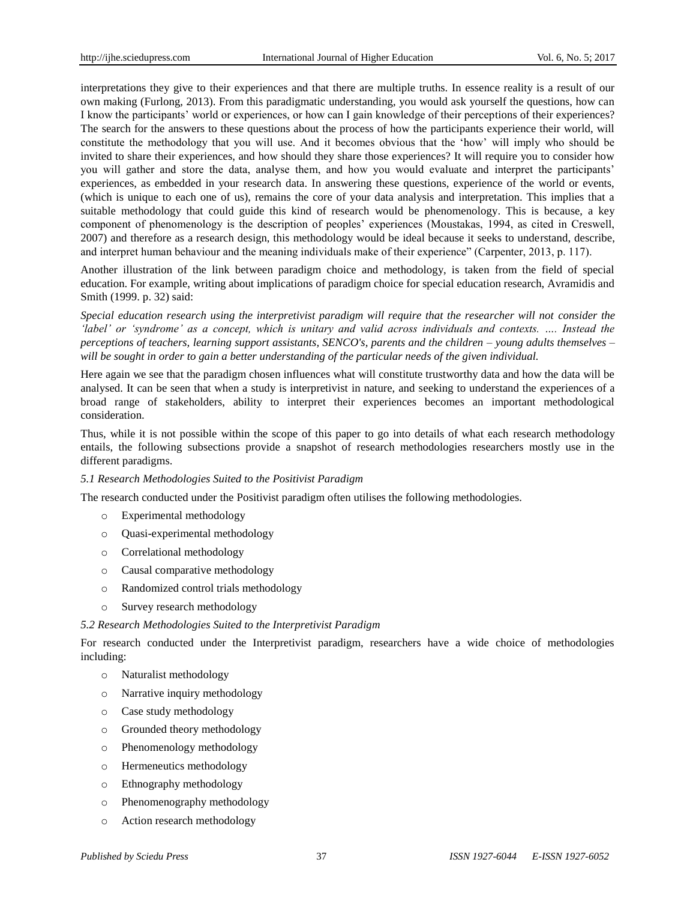interpretations they give to their experiences and that there are multiple truths. In essence reality is a result of our own making (Furlong, 2013). From this paradigmatic understanding, you would ask yourself the questions, how can I know the participants' world or experiences, or how can I gain knowledge of their perceptions of their experiences? The search for the answers to these questions about the process of how the participants experience their world, will constitute the methodology that you will use. And it becomes obvious that the 'how' will imply who should be invited to share their experiences, and how should they share those experiences? It will require you to consider how you will gather and store the data, analyse them, and how you would evaluate and interpret the participants' experiences, as embedded in your research data. In answering these questions, experience of the world or events, (which is unique to each one of us), remains the core of your data analysis and interpretation. This implies that a suitable methodology that could guide this kind of research would be phenomenology. This is because, a key component of phenomenology is the description of peoples' experiences (Moustakas, 1994, as cited in Creswell, 2007) and therefore as a research design, this methodology would be ideal because it seeks to understand, describe, and interpret human behaviour and the meaning individuals make of their experience" (Carpenter, 2013, p. 117).

Another illustration of the link between paradigm choice and methodology, is taken from the field of special education. For example, writing about implications of paradigm choice for special education research, Avramidis and Smith (1999. p. 32) said:

*Special education research using the interpretivist paradigm will require that the researcher will not consider the 'label' or 'syndrome' as a concept, which is unitary and valid across individuals and contexts. …. Instead the perceptions of teachers, learning support assistants, SENCO's, parents and the children – young adults themselves – will be sought in order to gain a better understanding of the particular needs of the given individual.*

Here again we see that the paradigm chosen influences what will constitute trustworthy data and how the data will be analysed. It can be seen that when a study is interpretivist in nature, and seeking to understand the experiences of a broad range of stakeholders, ability to interpret their experiences becomes an important methodological consideration.

Thus, while it is not possible within the scope of this paper to go into details of what each research methodology entails, the following subsections provide a snapshot of research methodologies researchers mostly use in the different paradigms.

### *5.1 Research Methodologies Suited to the Positivist Paradigm*

The research conducted under the Positivist paradigm often utilises the following methodologies.

- Experimental methodology
- Quasi-experimental methodology
- Correlational methodology
- Causal comparative methodology
- Randomized control trials methodology
- Survey research methodology

### *5.2 Research Methodologies Suited to the Interpretivist Paradigm*

For research conducted under the Interpretivist paradigm, researchers have a wide choice of methodologies including:

- Naturalist methodology
- Narrative inquiry methodology
- Case study methodology
- Grounded theory methodology
- Phenomenology methodology
- Hermeneutics methodology
- Ethnography methodology
- Phenomenography methodology
- Action research methodology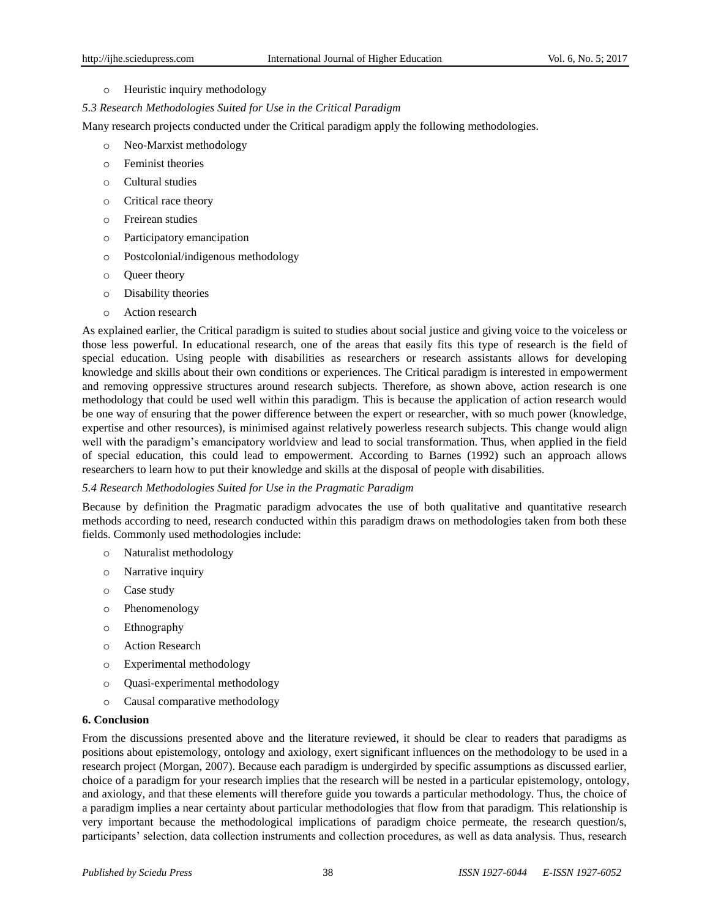- Heuristic inquiry methodology

*5.3 Research Methodologies Suited for Use in the Critical Paradigm*

Many research projects conducted under the Critical paradigm apply the following methodologies.

- Neo-Marxist methodology
- Feminist theories
- Cultural studies
- Critical race theory
- Freirean studies
- Participatory emancipation
- Postcolonial/indigenous methodology
- Queer theory
- Disability theories
- Action research

As explained earlier, the Critical paradigm is suited to studies about social justice and giving voice to the voiceless or those less powerful. In educational research, one of the areas that easily fits this type of research is the field of special education. Using people with disabilities as researchers or research assistants allows for developing knowledge and skills about their own conditions or experiences. The Critical paradigm is interested in empowerment and removing oppressive structures around research subjects. Therefore, as shown above, action research is one methodology that could be used well within this paradigm. This is because the application of action research would be one way of ensuring that the power difference between the expert or researcher, with so much power (knowledge, expertise and other resources), is minimised against relatively powerless research subjects. This change would align well with the paradigm's emancipatory worldview and lead to social transformation. Thus, when applied in the field of special education, this could lead to empowerment. According to Barnes (1992) such an approach allows researchers to learn how to put their knowledge and skills at the disposal of people with disabilities.

*5.4 Research Methodologies Suited for Use in the Pragmatic Paradigm*

Because by definition the Pragmatic paradigm advocates the use of both qualitative and quantitative research methods according to need, research conducted within this paradigm draws on methodologies taken from both these fields. Commonly used methodologies include:

- Naturalist methodology
- Narrative inquiry
- Case study
- Phenomenology
- Ethnography
- Action Research
- Experimental methodology
- Quasi-experimental methodology
- Causal comparative methodology

## 6. Conclusion

From the discussions presented above and the literature reviewed, it should be clear to readers that paradigms as positions about epistemology, ontology and axiology, exert significant influences on the methodology to be used in a research project (Morgan, 2007). Because each paradigm is undergirded by specific assumptions as discussed earlier, choice of a paradigm for your research implies that the research will be nested in a particular epistemology, ontology, and axiology, and that these elements will therefore guide you towards a particular methodology. Thus, the choice of a paradigm implies a near certainty about particular methodologies that flow from that paradigm. This relationship is very important because the methodological implications of paradigm choice permeate, the research question/s, participants' selection, data collection instruments and collection procedures, as well as data analysis. Thus, research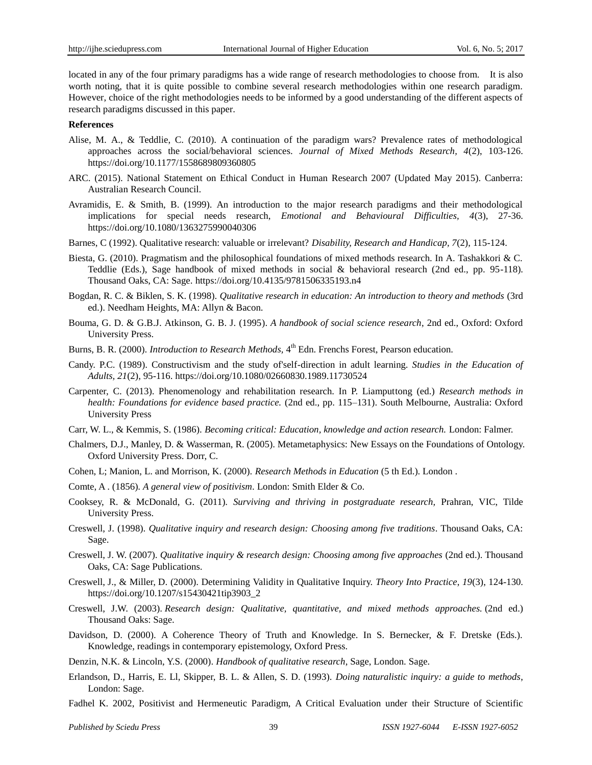located in any of the four primary paradigms has a wide range of research methodologies to choose from. It is also worth noting, that it is quite possible to combine several research methodologies within one research paradigm. However, choice of the right methodologies needs to be informed by a good understanding of the different aspects of research paradigms discussed in this paper.

**References**

Alise, M. A., & Teddlie, C. (2010). A continuation of the paradigm wars? Prevalence rates of methodological approaches across the social/behavioral sciences. *Journal of Mixed Methods Research, 4*(2), 103-126. https://doi.org/10.1177/1558689809360805

ARC. (2015). National Statement on Ethical Conduct in Human Research 2007 (Updated May 2015). Canberra: Australian Research Council.

Avramidis, E. & Smith, B. (1999). An introduction to the major research paradigms and their methodological implications for special needs research, *Emotional and Behavioural Difficulties, 4*(3), 27-36. https://doi.org/10.1080/1363275990040306

Barnes, C (1992). Qualitative research: valuable or irrelevant? *Disability, Research and Handicap, 7*(2), 115-124.

Biesta, G. (2010). Pragmatism and the philosophical foundations of mixed methods research. In A. Tashakkori & C. Teddlie (Eds.), Sage handbook of mixed methods in social & behavioral research (2nd ed., pp. 95-118). Thousand Oaks, CA: Sage. https://doi.org/10.4135/9781506335193.n4

Bogdan, R. C. & Biklen, S. K. (1998). *Qualitative research in education: An introduction to theory and methods* (3rd ed.). Needham Heights, MA: Allyn & Bacon.

Bouma, G. D. & G.B.J. Atkinson, G. B. J. (1995). *A handbook of social science research*, 2nd ed., Oxford: Oxford University Press.

Burns, B. R. (2000). *Introduction to Research Methods,* 4th Edn. Frenchs Forest, Pearson education.

Candy. P.C. (1989). Constructivism and the study of'self-direction in adult learning. *Studies in the Education of Adults, 21*(2), 95-116. https://doi.org/10.1080/02660830.1989.11730524

Carpenter, C. (2013). Phenomenology and rehabilitation research. In P. Liamputtong (ed.) *Research methods in health: Foundations for evidence based practice.* (2nd ed., pp. 115–131). South Melbourne, Australia: Oxford University Press

Carr, W. L., & Kemmis, S. (1986). *Becoming critical: Education, knowledge and action research.* London: Falmer.

Chalmers, D.J., Manley, D. & Wasserman, R. (2005). Metametaphysics: New Essays on the Foundations of Ontology. Oxford University Press. Dorr, C.

Cohen, L; Manion, L. and Morrison, K. (2000). *Research Methods in Education* (5 th Ed.). London .

Comte, A . (1856). *A general view of positivism*. London: Smith Elder & Co.

Cooksey, R. & McDonald, G. (2011). *Surviving and thriving in postgraduate research,* Prahran, VIC, Tilde University Press.

Creswell, J. (1998). *Qualitative inquiry and research design: Choosing among five traditions*. Thousand Oaks, CA: Sage.

Creswell, J. W. (2007). *Qualitative inquiry & research design: Choosing among five approaches* (2nd ed.). Thousand Oaks, CA: Sage Publications.

Creswell, J., & Miller, D. (2000). Determining Validity in Qualitative Inquiry. *Theory Into Practice, 19*(3), 124-130. https://doi.org/10.1207/s15430421tip3903_2

Creswell, J.W. (2003). *Research design: Qualitative, quantitative, and mixed methods approaches.* (2nd ed.) Thousand Oaks: Sage.

Davidson, D. (2000). A Coherence Theory of Truth and Knowledge. In S. Bernecker, & F. Dretske (Eds.). Knowledge, readings in contemporary epistemology, Oxford Press.

Denzin, N.K. & Lincoln, Y.S. (2000). *Handbook of qualitative research*, Sage, London. Sage.

Erlandson, D., Harris, E. Ll, Skipper, B. L. & Allen, S. D. (1993). *Doing naturalistic inquiry: a guide to methods*, London: Sage.

Fadhel K. 2002, Positivist and Hermeneutic Paradigm, A Critical Evaluation under their Structure of Scientific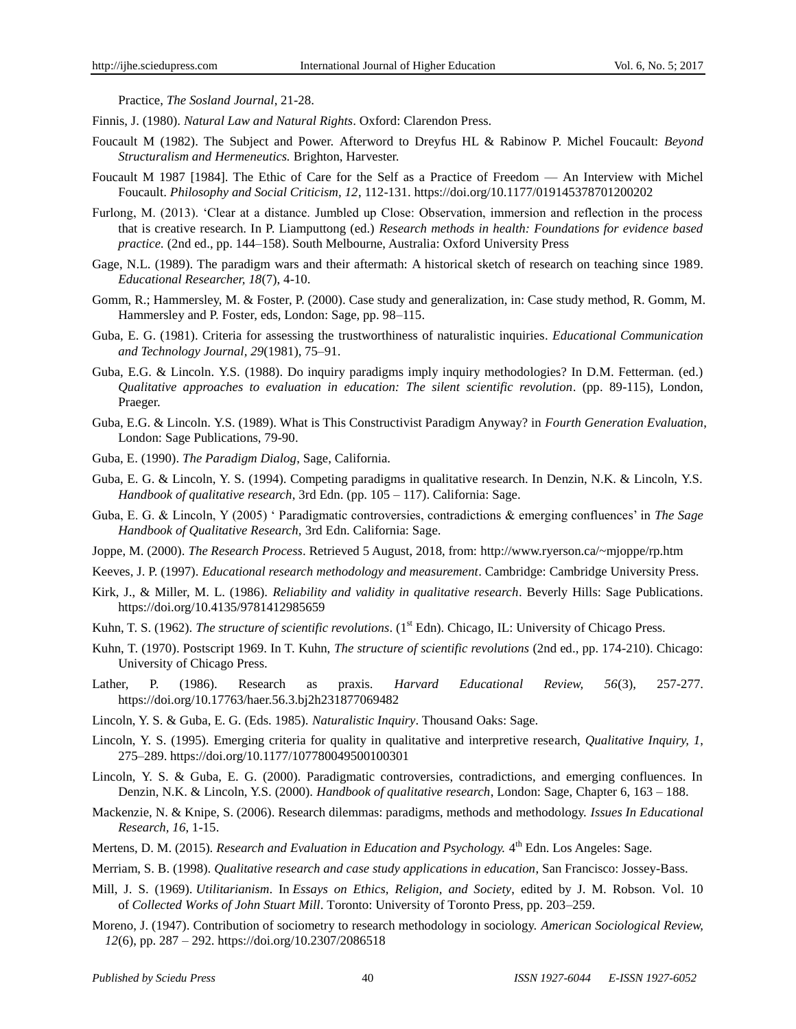Practice, *The Sosland Journal*, 21-28.

Finnis, J. (1980). *Natural Law and Natural Rights*. Oxford: Clarendon Press.

Foucault M (1982). The Subject and Power. Afterword to Dreyfus HL & Rabinow P. Michel Foucault: *Beyond Structuralism and Hermeneutics.* Brighton, Harvester.

Foucault M 1987 [1984]. The Ethic of Care for the Self as a Practice of Freedom — An Interview with Michel Foucault. *Philosophy and Social Criticism, 12*, 112-131. https://doi.org/10.1177/019145378701200202

Furlong, M. (2013). 'Clear at a distance. Jumbled up Close: Observation, immersion and reflection in the process that is creative research. In P. Liamputtong (ed.) *Research methods in health: Foundations for evidence based practice.* (2nd ed., pp. 144–158). South Melbourne, Australia: Oxford University Press

Gage, N.L. (1989). The paradigm wars and their aftermath: A historical sketch of research on teaching since 1989. *Educational Researcher, 18*(7), 4-10.

Gomm, R.; Hammersley, M. & Foster, P. (2000). Case study and generalization, in: Case study method, R. Gomm, M. Hammersley and P. Foster, eds, London: Sage, pp. 98–115.

Guba, E. G. (1981). Criteria for assessing the trustworthiness of naturalistic inquiries. *Educational Communication and Technology Journal, 29*(1981), 75–91.

Guba, E.G. & Lincoln. Y.S. (1988). Do inquiry paradigms imply inquiry methodologies? In D.M. Fetterman. (ed.) *Qualitative approaches to evaluation in education: The silent scientific revolution*. (pp. 89-115), London, Praeger.

Guba, E.G. & Lincoln. Y.S. (1989). What is This Constructivist Paradigm Anyway? in *Fourth Generation Evaluation*, London: Sage Publications, 79-90.

Guba, E. (1990). *The Paradigm Dialog*, Sage, California.

Guba, E. G. & Lincoln, Y. S. (1994). Competing paradigms in qualitative research. In Denzin, N.K. & Lincoln, Y.S. *Handbook of qualitative research*, 3rd Edn. (pp. 105 – 117). California: Sage.

Guba, E. G. & Lincoln, Y (2005) ' Paradigmatic controversies, contradictions & emerging confluences' in *The Sage Handbook of Qualitative Research,* 3rd Edn. California: Sage.

Joppe, M. (2000). *The Research Process*. Retrieved 5 August, 2018, from: http://www.ryerson.ca/~mjoppe/rp.htm

Keeves, J. P. (1997). *Educational research methodology and measurement*. Cambridge: Cambridge University Press.

Kirk, J., & Miller, M. L. (1986). *Reliability and validity in qualitative research*. Beverly Hills: Sage Publications. https://doi.org/10.4135/9781412985659

Kuhn, T. S. (1962). *The structure of scientific revolutions*. (1st Edn). Chicago, IL: University of Chicago Press.

Kuhn, T. (1970). Postscript 1969. In T. Kuhn, *The structure of scientific revolutions* (2nd ed., pp. 174-210). Chicago: University of Chicago Press.

Lather, P. (1986). Research as praxis. *Harvard Educational Review, 56*(3), 257-277. https://doi.org/10.17763/haer.56.3.bj2h231877069482

Lincoln, Y. S. & Guba, E. G. (Eds. 1985). *Naturalistic Inquiry*. Thousand Oaks: Sage.

Lincoln, Y. S. (1995). Emerging criteria for quality in qualitative and interpretive research, *Qualitative Inquiry, 1*, 275–289. https://doi.org/10.1177/107780049500100301

Lincoln, Y. S. & Guba, E. G. (2000). Paradigmatic controversies, contradictions, and emerging confluences. In Denzin, N.K. & Lincoln, Y.S. (2000). *Handbook of qualitative research*, London: Sage, Chapter 6, 163 – 188.

Mackenzie, N. & Knipe, S. (2006). Research dilemmas: paradigms, methods and methodology. *Issues In Educational Research, 16*, 1-15.

Mertens, D. M. (2015). *Research and Evaluation in Education and Psychology.* 4th Edn. Los Angeles: Sage.

Merriam, S. B. (1998). *Qualitative research and case study applications in education*, San Francisco: Jossey-Bass.

Mill, J. S. (1969). *Utilitarianism*. In *Essays on Ethics, Religion, and Society*, edited by J. M. Robson. Vol. 10 of *Collected Works of John Stuart Mill*. Toronto: University of Toronto Press, pp. 203–259.

Moreno, J. (1947). Contribution of sociometry to research methodology in sociology. *American Sociological Review, 12*(6), pp. 287 – 292. https://doi.org/10.2307/2086518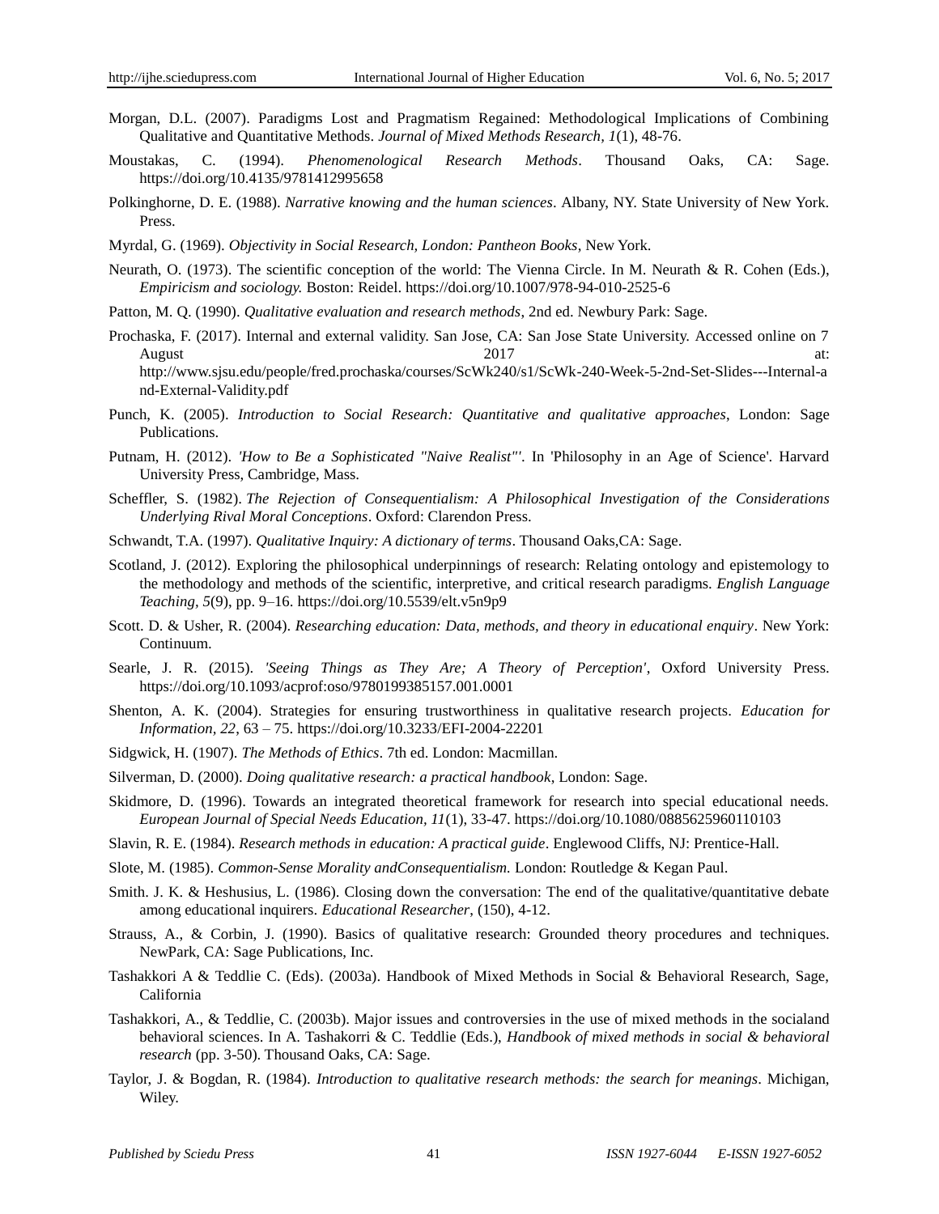Morgan, D.L. (2007). Paradigms Lost and Pragmatism Regained: Methodological Implications of Combining Qualitative and Quantitative Methods. *Journal of Mixed Methods Research, 1*(1), 48-76.

Moustakas, C. (1994). *Phenomenological Research Methods*. Thousand Oaks, CA: Sage. https://doi.org/10.4135/9781412995658

Polkinghorne, D. E. (1988). *Narrative knowing and the human sciences*. Albany, NY. State University of New York. Press.

Myrdal, G. (1969). *Objectivity in Social Research, London: Pantheon Books*, New York.

Neurath, O. (1973). The scientific conception of the world: The Vienna Circle. In M. Neurath & R. Cohen (Eds.), *Empiricism and sociology.* Boston: Reidel. https://doi.org/10.1007/978-94-010-2525-6

Patton, M. Q. (1990). *Qualitative evaluation and research methods*, 2nd ed. Newbury Park: Sage.

Prochaska, F. (2017). Internal and external validity. San Jose, CA: San Jose State University. Accessed online on 7 August 2017 at: http://www.sjsu.edu/people/fred.prochaska/courses/ScWk240/s1/ScWk-240-Week-5-2nd-Set-Slides---Internal-and-External-Validity.pdf

Punch, K. (2005). *Introduction to Social Research: Quantitative and qualitative approaches*, London: Sage Publications.

Putnam, H. (2012). *'How to Be a Sophisticated "Naive Realist"'*. In 'Philosophy in an Age of Science'. Harvard University Press, Cambridge, Mass.

Scheffler, S. (1982). *The Rejection of Consequentialism: A Philosophical Investigation of the Considerations Underlying Rival Moral Conceptions*. Oxford: Clarendon Press.

Schwandt, T.A. (1997). *Qualitative Inquiry: A dictionary of terms*. Thousand Oaks,CA: Sage.

Scotland, J. (2012). Exploring the philosophical underpinnings of research: Relating ontology and epistemology to the methodology and methods of the scientific, interpretive, and critical research paradigms. *English Language Teaching, 5*(9), pp. 9–16. https://doi.org/10.5539/elt.v5n9p9

Scott. D. & Usher, R. (2004). *Researching education: Data, methods, and theory in educational enquiry*. New York: Continuum.

Searle, J. R. (2015). *'Seeing Things as They Are; A Theory of Perception'*, Oxford University Press. https://doi.org/10.1093/acprof:oso/9780199385157.001.0001

Shenton, A. K. (2004). Strategies for ensuring trustworthiness in qualitative research projects. *Education for Information, 22*, 63 – 75. https://doi.org/10.3233/EFI-2004-22201

Sidgwick, H. (1907). *The Methods of Ethics*. 7th ed. London: Macmillan.

Silverman, D. (2000). *Doing qualitative research: a practical handbook*, London: Sage.

Skidmore, D. (1996). Towards an integrated theoretical framework for research into special educational needs. *European Journal of Special Needs Education, 11*(1), 33-47. https://doi.org/10.1080/0885625960110103

Slavin, R. E. (1984). *Research methods in education: A practical guide*. Englewood Cliffs, NJ: Prentice-Hall.

Slote, M. (1985). *Common-Sense Morality andConsequentialism.* London: Routledge & Kegan Paul.

Smith. J. K. & Heshusius, L. (1986). Closing down the conversation: The end of the qualitative/quantitative debate among educational inquirers. *Educational Researcher*, (150), 4-12.

Strauss, A., & Corbin, J. (1990). Basics of qualitative research: Grounded theory procedures and techniques. NewPark, CA: Sage Publications, Inc.

Tashakkori A & Teddlie C. (Eds). (2003a). Handbook of Mixed Methods in Social & Behavioral Research, Sage, California

Tashakkori, A., & Teddlie, C. (2003b). Major issues and controversies in the use of mixed methods in the socialand behavioral sciences. In A. Tashakorri & C. Teddlie (Eds.), *Handbook of mixed methods in social & behavioral research* (pp. 3-50). Thousand Oaks, CA: Sage.

Taylor, J. & Bogdan, R. (1984). *Introduction to qualitative research methods: the search for meanings*. Michigan, Wiley.